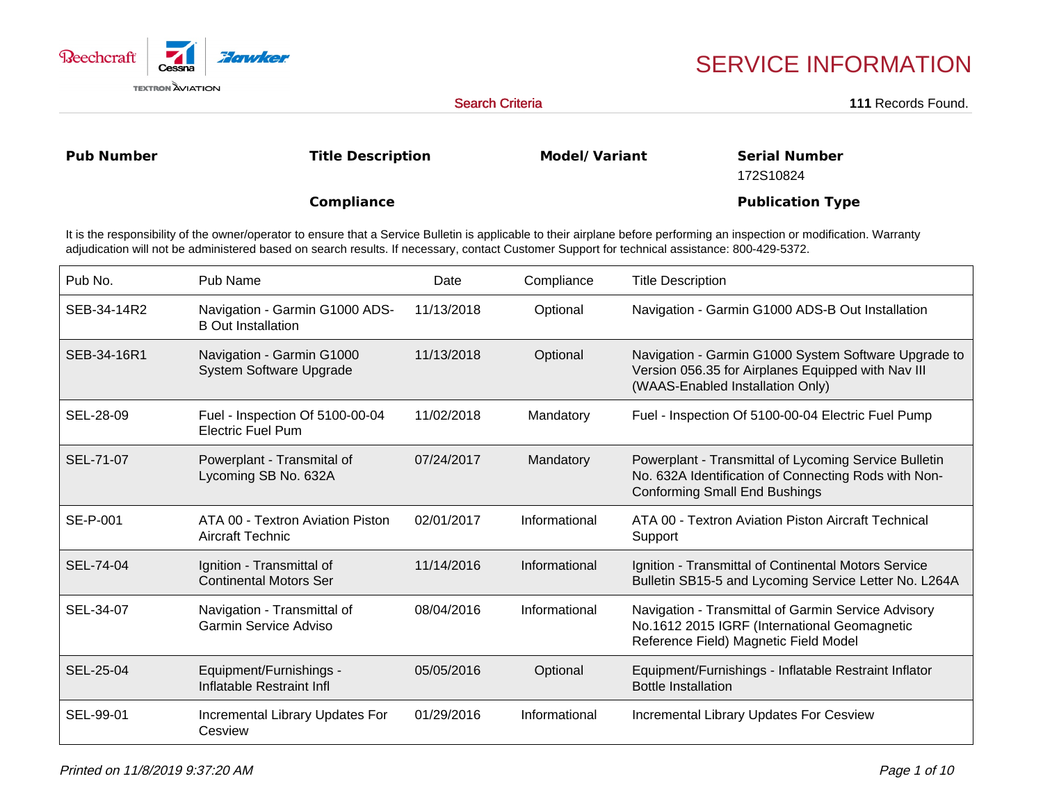# SERVICE INFORMATION

Beechcraft | Cessna | Hawker — TEXTRON AVIATION

**Search Criteria**

**111** Records Found.

| **Pub Number** | **Title Description** | **Model/ Variant** | **Serial Number** |
|---|---|---|---|
| | | | 172S10824 |
| | **Compliance** | | **Publication Type** |

It is the responsibility of the owner/operator to ensure that a Service Bulletin is applicable to their airplane before performing an inspection or modification. Warranty adjudication will not be administered based on search results. If necessary, contact Customer Support for technical assistance: 800-429-5372.

| Pub No. | Pub Name | Date | Compliance | Title Description |
|---|---|---|---|---|
| SEB-34-14R2 | Navigation - Garmin G1000 ADS-B Out Installation | 11/13/2018 | Optional | Navigation - Garmin G1000 ADS-B Out Installation |
| SEB-34-16R1 | Navigation - Garmin G1000 System Software Upgrade | 11/13/2018 | Optional | Navigation - Garmin G1000 System Software Upgrade to Version 056.35 for Airplanes Equipped with Nav III (WAAS-Enabled Installation Only) |
| SEL-28-09 | Fuel - Inspection Of 5100-00-04 Electric Fuel Pum | 11/02/2018 | Mandatory | Fuel - Inspection Of 5100-00-04 Electric Fuel Pump |
| SEL-71-07 | Powerplant - Transmittal of Lycoming SB No. 632A | 07/24/2017 | Mandatory | Powerplant - Transmittal of Lycoming Service Bulletin No. 632A Identification of Connecting Rods with Non-Conforming Small End Bushings |
| SE-P-001 | ATA 00 - Textron Aviation Piston Aircraft Technic | 02/01/2017 | Informational | ATA 00 - Textron Aviation Piston Aircraft Technical Support |
| SEL-74-04 | Ignition - Transmittal of Continental Motors Ser | 11/14/2016 | Informational | Ignition - Transmittal of Continental Motors Service Bulletin SB15-5 and Lycoming Service Letter No. L264A |
| SEL-34-07 | Navigation - Transmittal of Garmin Service Adviso | 08/04/2016 | Informational | Navigation - Transmittal of Garmin Service Advisory No.1612 2015 IGRF (International Geomagnetic Reference Field) Magnetic Field Model |
| SEL-25-04 | Equipment/Furnishings - Inflatable Restraint Infl | 05/05/2016 | Optional | Equipment/Furnishings - Inflatable Restraint Inflator Bottle Installation |
| SEL-99-01 | Incremental Library Updates For Cesview | 01/29/2016 | Informational | Incremental Library Updates For Cesview |

*Printed on 11/8/2019 9:37:20 AM*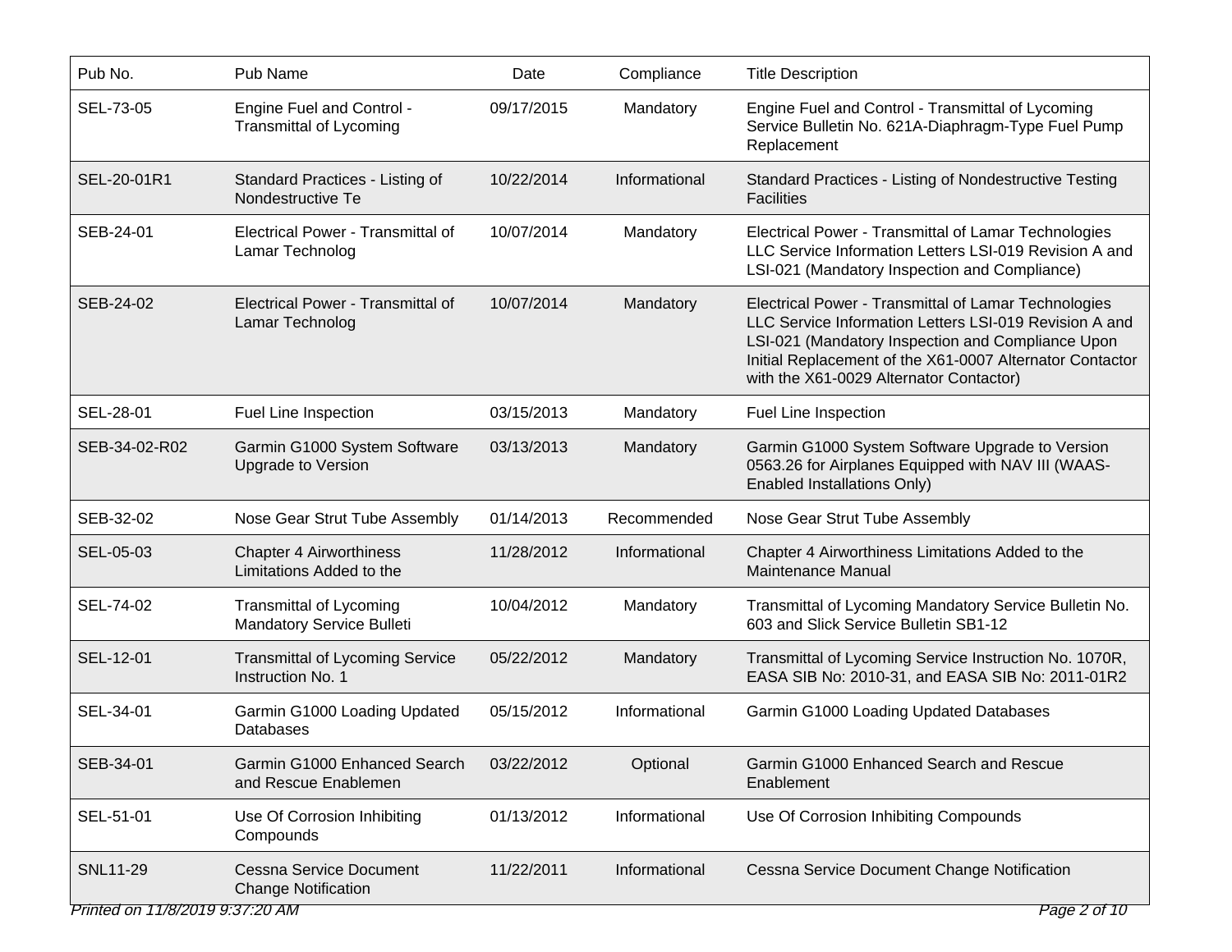| Pub No. | Pub Name | Date | Compliance | Title Description |
|---|---|---|---|---|
| SEL-73-05 | Engine Fuel and Control - Transmittal of Lycoming | 09/17/2015 | Mandatory | Engine Fuel and Control - Transmittal of Lycoming Service Bulletin No. 621A-Diaphragm-Type Fuel Pump Replacement |
| SEL-20-01R1 | Standard Practices - Listing of Nondestructive Te | 10/22/2014 | Informational | Standard Practices - Listing of Nondestructive Testing Facilities |
| SEB-24-01 | Electrical Power - Transmittal of Lamar Technolog | 10/07/2014 | Mandatory | Electrical Power - Transmittal of Lamar Technologies LLC Service Information Letters LSI-019 Revision A and LSI-021 (Mandatory Inspection and Compliance) |
| SEB-24-02 | Electrical Power - Transmittal of Lamar Technolog | 10/07/2014 | Mandatory | Electrical Power - Transmittal of Lamar Technologies LLC Service Information Letters LSI-019 Revision A and LSI-021 (Mandatory Inspection and Compliance Upon Initial Replacement of the X61-0007 Alternator Contactor with the X61-0029 Alternator Contactor) |
| SEL-28-01 | Fuel Line Inspection | 03/15/2013 | Mandatory | Fuel Line Inspection |
| SEB-34-02-R02 | Garmin G1000 System Software Upgrade to Version | 03/13/2013 | Mandatory | Garmin G1000 System Software Upgrade to Version 0563.26 for Airplanes Equipped with NAV III (WAAS-Enabled Installations Only) |
| SEB-32-02 | Nose Gear Strut Tube Assembly | 01/14/2013 | Recommended | Nose Gear Strut Tube Assembly |
| SEL-05-03 | Chapter 4 Airworthiness Limitations Added to the | 11/28/2012 | Informational | Chapter 4 Airworthiness Limitations Added to the Maintenance Manual |
| SEL-74-02 | Transmittal of Lycoming Mandatory Service Bulleti | 10/04/2012 | Mandatory | Transmittal of Lycoming Mandatory Service Bulletin No. 603 and Slick Service Bulletin SB1-12 |
| SEL-12-01 | Transmittal of Lycoming Service Instruction No. 1 | 05/22/2012 | Mandatory | Transmittal of Lycoming Service Instruction No. 1070R, EASA SIB No: 2010-31, and EASA SIB No: 2011-01R2 |
| SEL-34-01 | Garmin G1000 Loading Updated Databases | 05/15/2012 | Informational | Garmin G1000 Loading Updated Databases |
| SEB-34-01 | Garmin G1000 Enhanced Search and Rescue Enablemen | 03/22/2012 | Optional | Garmin G1000 Enhanced Search and Rescue Enablement |
| SEL-51-01 | Use Of Corrosion Inhibiting Compounds | 01/13/2012 | Informational | Use Of Corrosion Inhibiting Compounds |
| SNL11-29 | Cessna Service Document Change Notification | 11/22/2011 | Informational | Cessna Service Document Change Notification |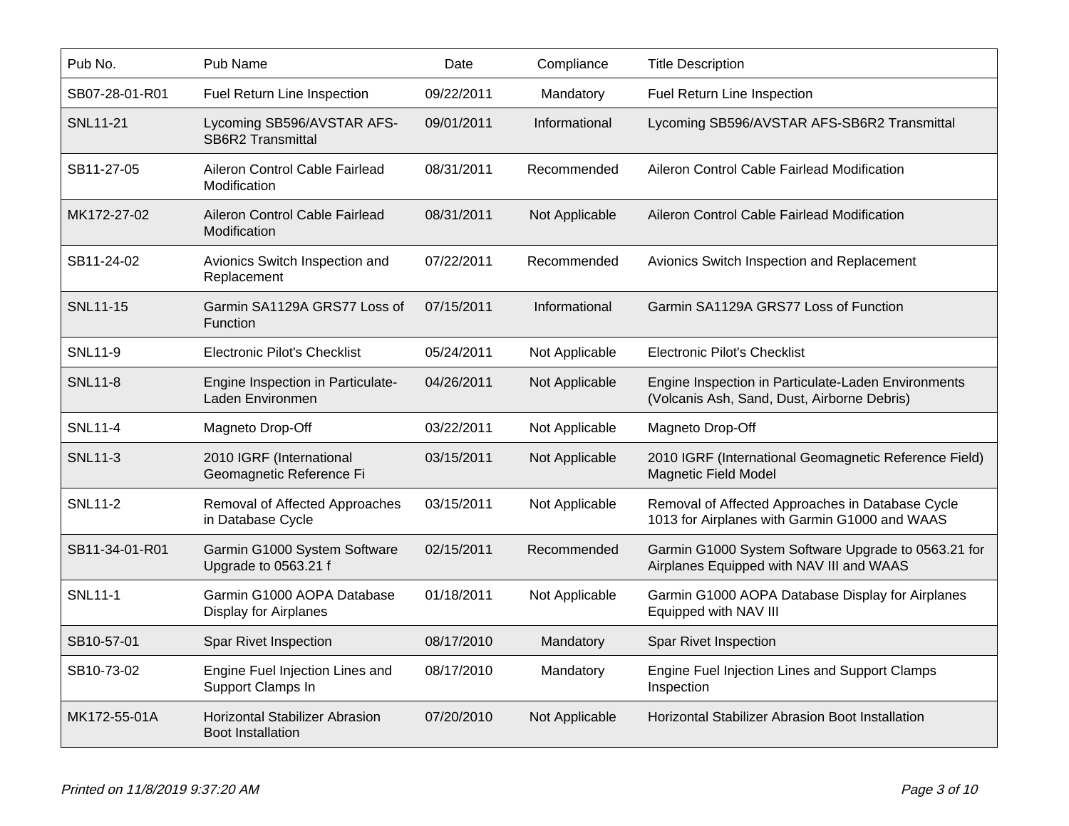| Pub No. | Pub Name | Date | Compliance | Title Description |
|---|---|---|---|---|
| SB07-28-01-R01 | Fuel Return Line Inspection | 09/22/2011 | Mandatory | Fuel Return Line Inspection |
| SNL11-21 | Lycoming SB596/AVSTAR AFS-SB6R2 Transmittal | 09/01/2011 | Informational | Lycoming SB596/AVSTAR AFS-SB6R2 Transmittal |
| SB11-27-05 | Aileron Control Cable Fairlead Modification | 08/31/2011 | Recommended | Aileron Control Cable Fairlead Modification |
| MK172-27-02 | Aileron Control Cable Fairlead Modification | 08/31/2011 | Not Applicable | Aileron Control Cable Fairlead Modification |
| SB11-24-02 | Avionics Switch Inspection and Replacement | 07/22/2011 | Recommended | Avionics Switch Inspection and Replacement |
| SNL11-15 | Garmin SA1129A GRS77 Loss of Function | 07/15/2011 | Informational | Garmin SA1129A GRS77 Loss of Function |
| SNL11-9 | Electronic Pilot's Checklist | 05/24/2011 | Not Applicable | Electronic Pilot's Checklist |
| SNL11-8 | Engine Inspection in Particulate-Laden Environmen | 04/26/2011 | Not Applicable | Engine Inspection in Particulate-Laden Environments (Volcanis Ash, Sand, Dust, Airborne Debris) |
| SNL11-4 | Magneto Drop-Off | 03/22/2011 | Not Applicable | Magneto Drop-Off |
| SNL11-3 | 2010 IGRF (International Geomagnetic Reference Fi | 03/15/2011 | Not Applicable | 2010 IGRF (International Geomagnetic Reference Field) Magnetic Field Model |
| SNL11-2 | Removal of Affected Approaches in Database Cycle | 03/15/2011 | Not Applicable | Removal of Affected Approaches in Database Cycle 1013 for Airplanes with Garmin G1000 and WAAS |
| SB11-34-01-R01 | Garmin G1000 System Software Upgrade to 0563.21 f | 02/15/2011 | Recommended | Garmin G1000 System Software Upgrade to 0563.21 for Airplanes Equipped with NAV III and WAAS |
| SNL11-1 | Garmin G1000 AOPA Database Display for Airplanes | 01/18/2011 | Not Applicable | Garmin G1000 AOPA Database Display for Airplanes Equipped with NAV III |
| SB10-57-01 | Spar Rivet Inspection | 08/17/2010 | Mandatory | Spar Rivet Inspection |
| SB10-73-02 | Engine Fuel Injection Lines and Support Clamps In | 08/17/2010 | Mandatory | Engine Fuel Injection Lines and Support Clamps Inspection |
| MK172-55-01A | Horizontal Stabilizer Abrasion Boot Installation | 07/20/2010 | Not Applicable | Horizontal Stabilizer Abrasion Boot Installation |

*Printed on 11/8/2019 9:37:20 AM*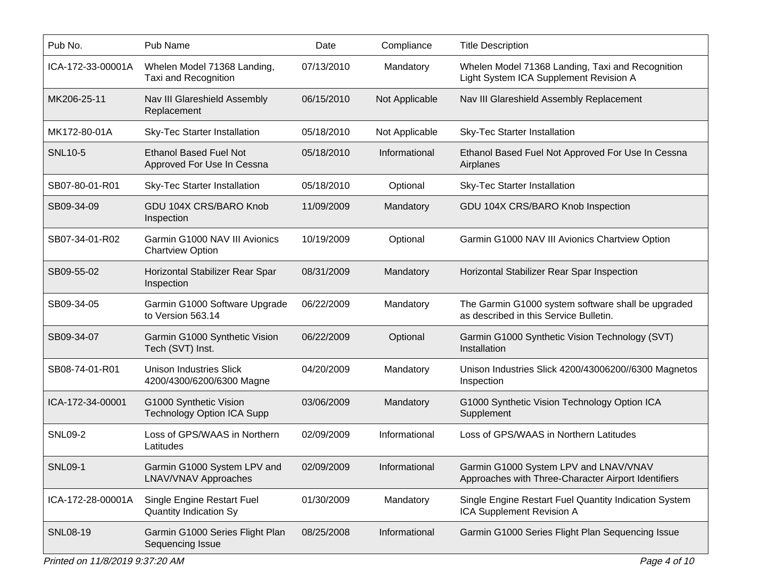| Pub No. | Pub Name | Date | Compliance | Title Description |
|---|---|---|---|---|
| ICA-172-33-00001A | Whelen Model 71368 Landing, Taxi and Recognition | 07/13/2010 | Mandatory | Whelen Model 71368 Landing, Taxi and Recognition Light System ICA Supplement Revision A |
| MK206-25-11 | Nav III Glareshield Assembly Replacement | 06/15/2010 | Not Applicable | Nav III Glareshield Assembly Replacement |
| MK172-80-01A | Sky-Tec Starter Installation | 05/18/2010 | Not Applicable | Sky-Tec Starter Installation |
| SNL10-5 | Ethanol Based Fuel Not Approved For Use In Cessna | 05/18/2010 | Informational | Ethanol Based Fuel Not Approved For Use In Cessna Airplanes |
| SB07-80-01-R01 | Sky-Tec Starter Installation | 05/18/2010 | Optional | Sky-Tec Starter Installation |
| SB09-34-09 | GDU 104X CRS/BARO Knob Inspection | 11/09/2009 | Mandatory | GDU 104X CRS/BARO Knob Inspection |
| SB07-34-01-R02 | Garmin G1000 NAV III Avionics Chartview Option | 10/19/2009 | Optional | Garmin G1000 NAV III Avionics Chartview Option |
| SB09-55-02 | Horizontal Stabilizer Rear Spar Inspection | 08/31/2009 | Mandatory | Horizontal Stabilizer Rear Spar Inspection |
| SB09-34-05 | Garmin G1000 Software Upgrade to Version 563.14 | 06/22/2009 | Mandatory | The Garmin G1000 system software shall be upgraded as described in this Service Bulletin. |
| SB09-34-07 | Garmin G1000 Synthetic Vision Tech (SVT) Inst. | 06/22/2009 | Optional | Garmin G1000 Synthetic Vision Technology (SVT) Installation |
| SB08-74-01-R01 | Unison Industries Slick 4200/4300/6200/6300 Magne | 04/20/2009 | Mandatory | Unison Industries Slick 4200/43006200//6300 Magnetos Inspection |
| ICA-172-34-00001 | G1000 Synthetic Vision Technology Option ICA Supp | 03/06/2009 | Mandatory | G1000 Synthetic Vision Technology Option ICA Supplement |
| SNL09-2 | Loss of GPS/WAAS in Northern Latitudes | 02/09/2009 | Informational | Loss of GPS/WAAS in Northern Latitudes |
| SNL09-1 | Garmin G1000 System LPV and LNAV/VNAV Approaches | 02/09/2009 | Informational | Garmin G1000 System LPV and LNAV/VNAV Approaches with Three-Character Airport Identifiers |
| ICA-172-28-00001A | Single Engine Restart Fuel Quantity Indication Sy | 01/30/2009 | Mandatory | Single Engine Restart Fuel Quantity Indication System ICA Supplement Revision A |
| SNL08-19 | Garmin G1000 Series Flight Plan Sequencing Issue | 08/25/2008 | Informational | Garmin G1000 Series Flight Plan Sequencing Issue |

*Printed on 11/8/2019 9:37:20 AM*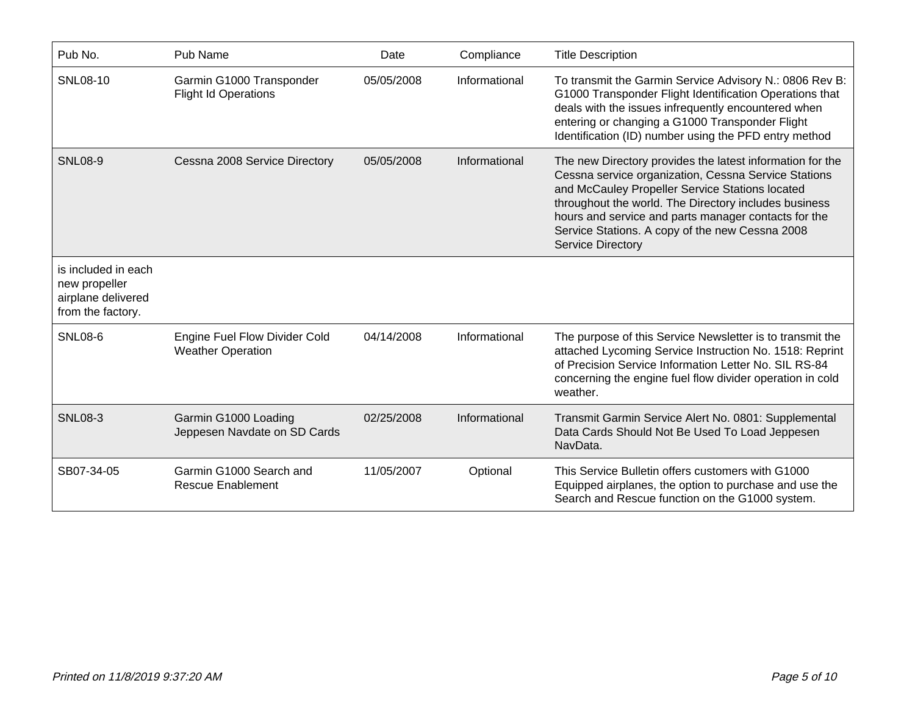| Pub No. | Pub Name | Date | Compliance | Title Description |
|---|---|---|---|---|
| SNL08-10 | Garmin G1000 Transponder Flight Id Operations | 05/05/2008 | Informational | To transmit the Garmin Service Advisory N.: 0806 Rev B: G1000 Transponder Flight Identification Operations that deals with the issues infrequently encountered when entering or changing a G1000 Transponder Flight Identification (ID) number using the PFD entry method |
| SNL08-9 | Cessna 2008 Service Directory | 05/05/2008 | Informational | The new Directory provides the latest information for the Cessna service organization, Cessna Service Stations and McCauley Propeller Service Stations located throughout the world. The Directory includes business hours and service and parts manager contacts for the Service Stations. A copy of the new Cessna 2008 Service Directory |
| is included in each new propeller airplane delivered from the factory. | | | | |
| SNL08-6 | Engine Fuel Flow Divider Cold Weather Operation | 04/14/2008 | Informational | The purpose of this Service Newsletter is to transmit the attached Lycoming Service Instruction No. 1518: Reprint of Precision Service Information Letter No. SIL RS-84 concerning the engine fuel flow divider operation in cold weather. |
| SNL08-3 | Garmin G1000 Loading Jeppesen Navdate on SD Cards | 02/25/2008 | Informational | Transmit Garmin Service Alert No. 0801: Supplemental Data Cards Should Not Be Used To Load Jeppesen NavData. |
| SB07-34-05 | Garmin G1000 Search and Rescue Enablement | 11/05/2007 | Optional | This Service Bulletin offers customers with G1000 Equipped airplanes, the option to purchase and use the Search and Rescue function on the G1000 system. |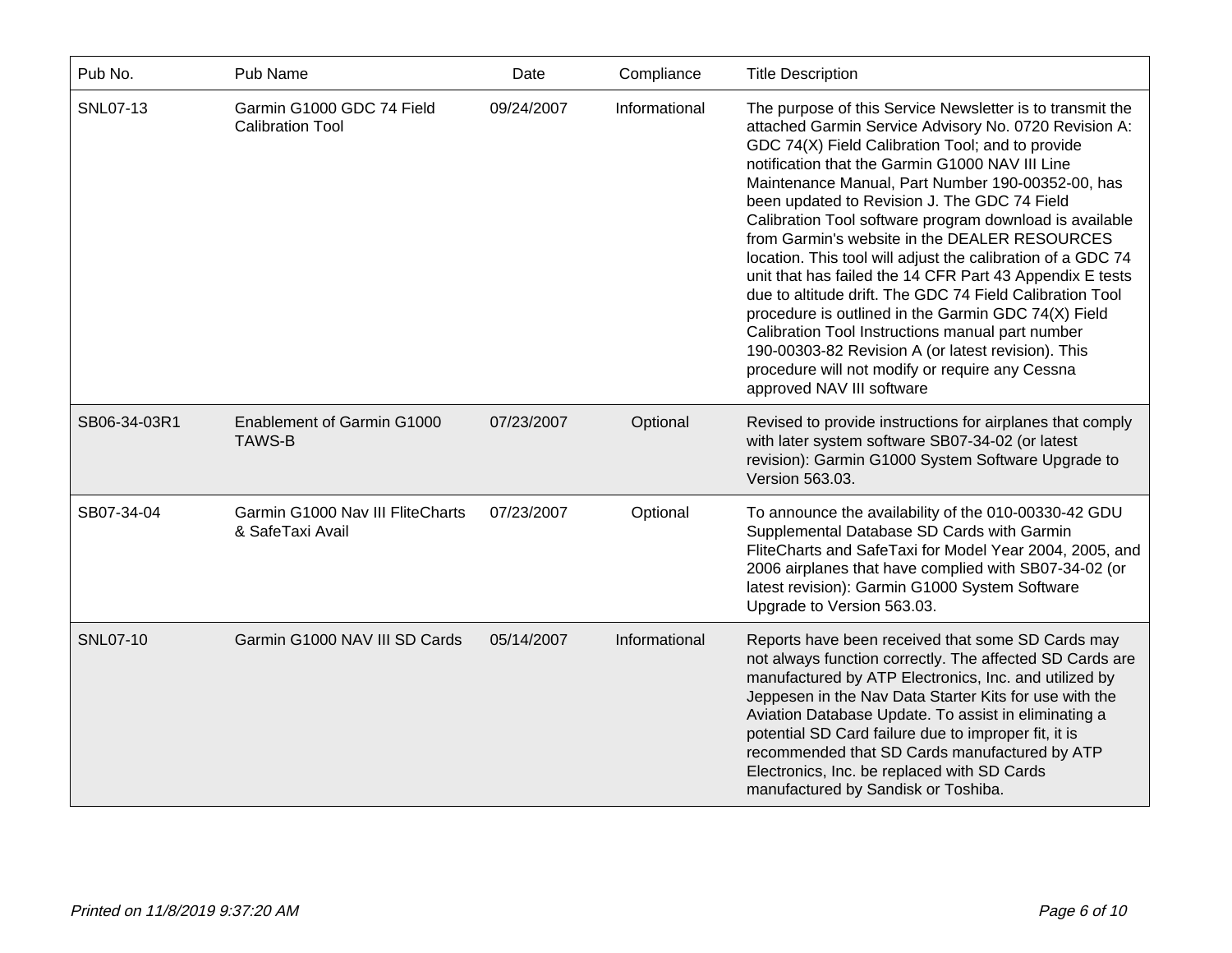| Pub No. | Pub Name | Date | Compliance | Title Description |
| --- | --- | --- | --- | --- |
| SNL07-13 | Garmin G1000 GDC 74 Field Calibration Tool | 09/24/2007 | Informational | The purpose of this Service Newsletter is to transmit the attached Garmin Service Advisory No. 0720 Revision A: GDC 74(X) Field Calibration Tool; and to provide notification that the Garmin G1000 NAV III Line Maintenance Manual, Part Number 190-00352-00, has been updated to Revision J. The GDC 74 Field Calibration Tool software program download is available from Garmin's website in the DEALER RESOURCES location. This tool will adjust the calibration of a GDC 74 unit that has failed the 14 CFR Part 43 Appendix E tests due to altitude drift. The GDC 74 Field Calibration Tool procedure is outlined in the Garmin GDC 74(X) Field Calibration Tool Instructions manual part number 190-00303-82 Revision A (or latest revision). This procedure will not modify or require any Cessna approved NAV III software |
| SB06-34-03R1 | Enablement of Garmin G1000 TAWS-B | 07/23/2007 | Optional | Revised to provide instructions for airplanes that comply with later system software SB07-34-02 (or latest revision): Garmin G1000 System Software Upgrade to Version 563.03. |
| SB07-34-04 | Garmin G1000 Nav III FliteCharts & SafeTaxi Avail | 07/23/2007 | Optional | To announce the availability of the 010-00330-42 GDU Supplemental Database SD Cards with Garmin FliteCharts and SafeTaxi for Model Year 2004, 2005, and 2006 airplanes that have complied with SB07-34-02 (or latest revision): Garmin G1000 System Software Upgrade to Version 563.03. |
| SNL07-10 | Garmin G1000 NAV III SD Cards | 05/14/2007 | Informational | Reports have been received that some SD Cards may not always function correctly. The affected SD Cards are manufactured by ATP Electronics, Inc. and utilized by Jeppesen in the Nav Data Starter Kits for use with the Aviation Database Update. To assist in eliminating a potential SD Card failure due to improper fit, it is recommended that SD Cards manufactured by ATP Electronics, Inc. be replaced with SD Cards manufactured by Sandisk or Toshiba. |

*Printed on 11/8/2019 9:37:20 AM*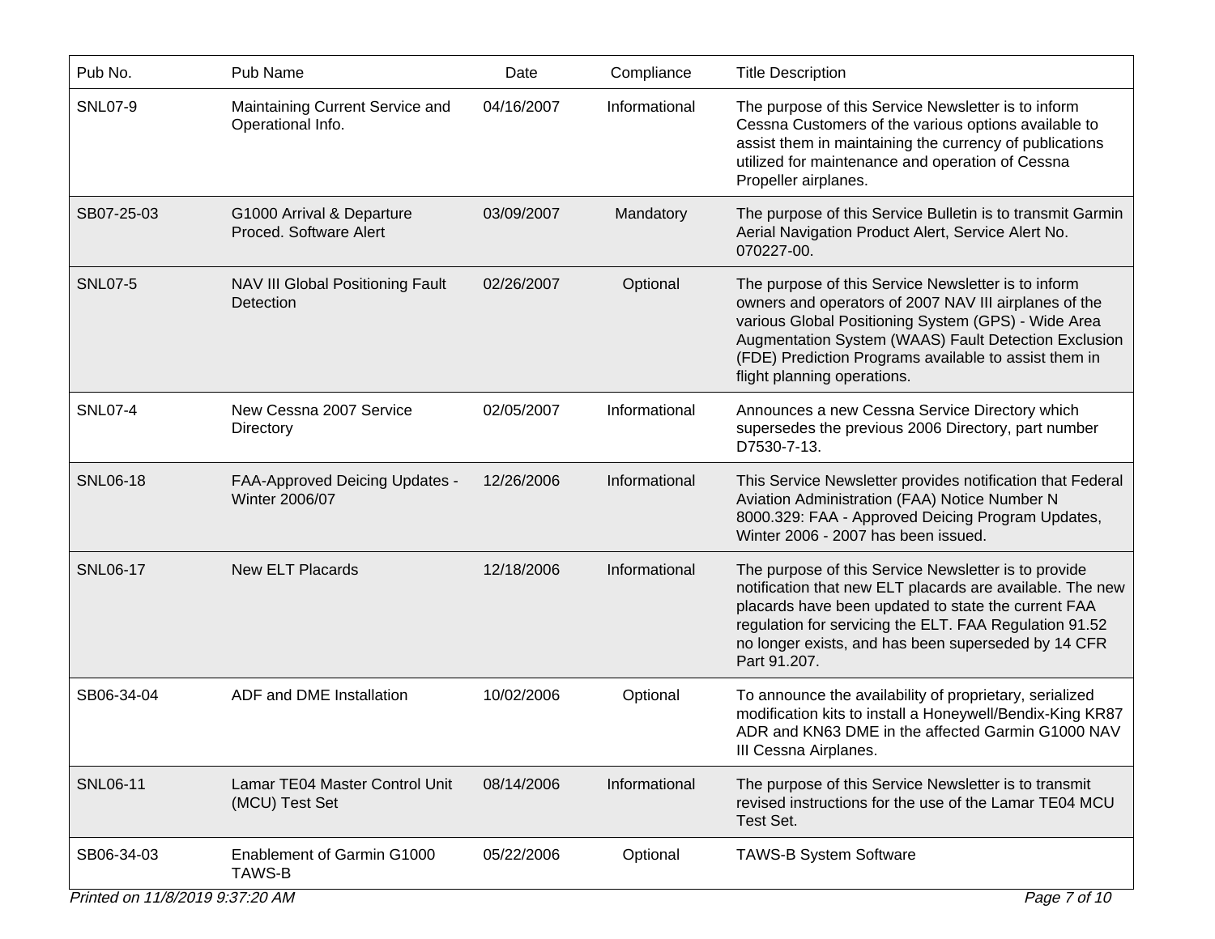| Pub No. | Pub Name | Date | Compliance | Title Description |
| --- | --- | --- | --- | --- |
| SNL07-9 | Maintaining Current Service and Operational Info. | 04/16/2007 | Informational | The purpose of this Service Newsletter is to inform Cessna Customers of the various options available to assist them in maintaining the currency of publications utilized for maintenance and operation of Cessna Propeller airplanes. |
| SB07-25-03 | G1000 Arrival & Departure Proced. Software Alert | 03/09/2007 | Mandatory | The purpose of this Service Bulletin is to transmit Garmin Aerial Navigation Product Alert, Service Alert No. 070227-00. |
| SNL07-5 | NAV III Global Positioning Fault Detection | 02/26/2007 | Optional | The purpose of this Service Newsletter is to inform owners and operators of 2007 NAV III airplanes of the various Global Positioning System (GPS) - Wide Area Augmentation System (WAAS) Fault Detection Exclusion (FDE) Prediction Programs available to assist them in flight planning operations. |
| SNL07-4 | New Cessna 2007 Service Directory | 02/05/2007 | Informational | Announces a new Cessna Service Directory which supersedes the previous 2006 Directory, part number D7530-7-13. |
| SNL06-18 | FAA-Approved Deicing Updates - Winter 2006/07 | 12/26/2006 | Informational | This Service Newsletter provides notification that Federal Aviation Administration (FAA) Notice Number N 8000.329: FAA - Approved Deicing Program Updates, Winter 2006 - 2007 has been issued. |
| SNL06-17 | New ELT Placards | 12/18/2006 | Informational | The purpose of this Service Newsletter is to provide notification that new ELT placards are available. The new placards have been updated to state the current FAA regulation for servicing the ELT. FAA Regulation 91.52 no longer exists, and has been superseded by 14 CFR Part 91.207. |
| SB06-34-04 | ADF and DME Installation | 10/02/2006 | Optional | To announce the availability of proprietary, serialized modification kits to install a Honeywell/Bendix-King KR87 ADR and KN63 DME in the affected Garmin G1000 NAV III Cessna Airplanes. |
| SNL06-11 | Lamar TE04 Master Control Unit (MCU) Test Set | 08/14/2006 | Informational | The purpose of this Service Newsletter is to transmit revised instructions for the use of the Lamar TE04 MCU Test Set. |
| SB06-34-03 | Enablement of Garmin G1000 TAWS-B | 05/22/2006 | Optional | TAWS-B System Software |

*Printed on 11/8/2019 9:37:20 AM*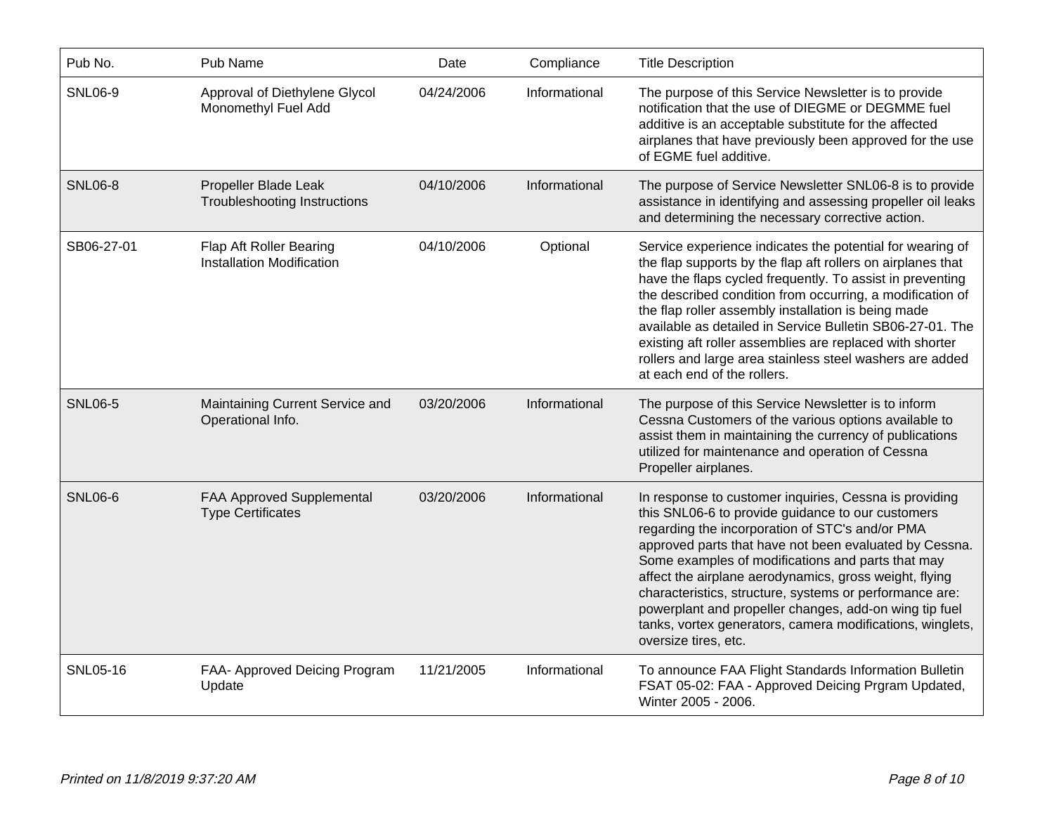| Pub No. | Pub Name | Date | Compliance | Title Description |
|---|---|---|---|---|
| SNL06-9 | Approval of Diethylene Glycol Monomethyl Fuel Add | 04/24/2006 | Informational | The purpose of this Service Newsletter is to provide notification that the use of DIEGME or DEGMME fuel additive is an acceptable substitute for the affected airplanes that have previously been approved for the use of EGME fuel additive. |
| SNL06-8 | Propeller Blade Leak Troubleshooting Instructions | 04/10/2006 | Informational | The purpose of Service Newsletter SNL06-8 is to provide assistance in identifying and assessing propeller oil leaks and determining the necessary corrective action. |
| SB06-27-01 | Flap Aft Roller Bearing Installation Modification | 04/10/2006 | Optional | Service experience indicates the potential for wearing of the flap supports by the flap aft rollers on airplanes that have the flaps cycled frequently. To assist in preventing the described condition from occurring, a modification of the flap roller assembly installation is being made available as detailed in Service Bulletin SB06-27-01. The existing aft roller assemblies are replaced with shorter rollers and large area stainless steel washers are added at each end of the rollers. |
| SNL06-5 | Maintaining Current Service and Operational Info. | 03/20/2006 | Informational | The purpose of this Service Newsletter is to inform Cessna Customers of the various options available to assist them in maintaining the currency of publications utilized for maintenance and operation of Cessna Propeller airplanes. |
| SNL06-6 | FAA Approved Supplemental Type Certificates | 03/20/2006 | Informational | In response to customer inquiries, Cessna is providing this SNL06-6 to provide guidance to our customers regarding the incorporation of STC's and/or PMA approved parts that have not been evaluated by Cessna. Some examples of modifications and parts that may affect the airplane aerodynamics, gross weight, flying characteristics, structure, systems or performance are: powerplant and propeller changes, add-on wing tip fuel tanks, vortex generators, camera modifications, winglets, oversize tires, etc. |
| SNL05-16 | FAA- Approved Deicing Program Update | 11/21/2005 | Informational | To announce FAA Flight Standards Information Bulletin FSAT 05-02: FAA - Approved Deicing Prgram Updated, Winter 2005 - 2006. |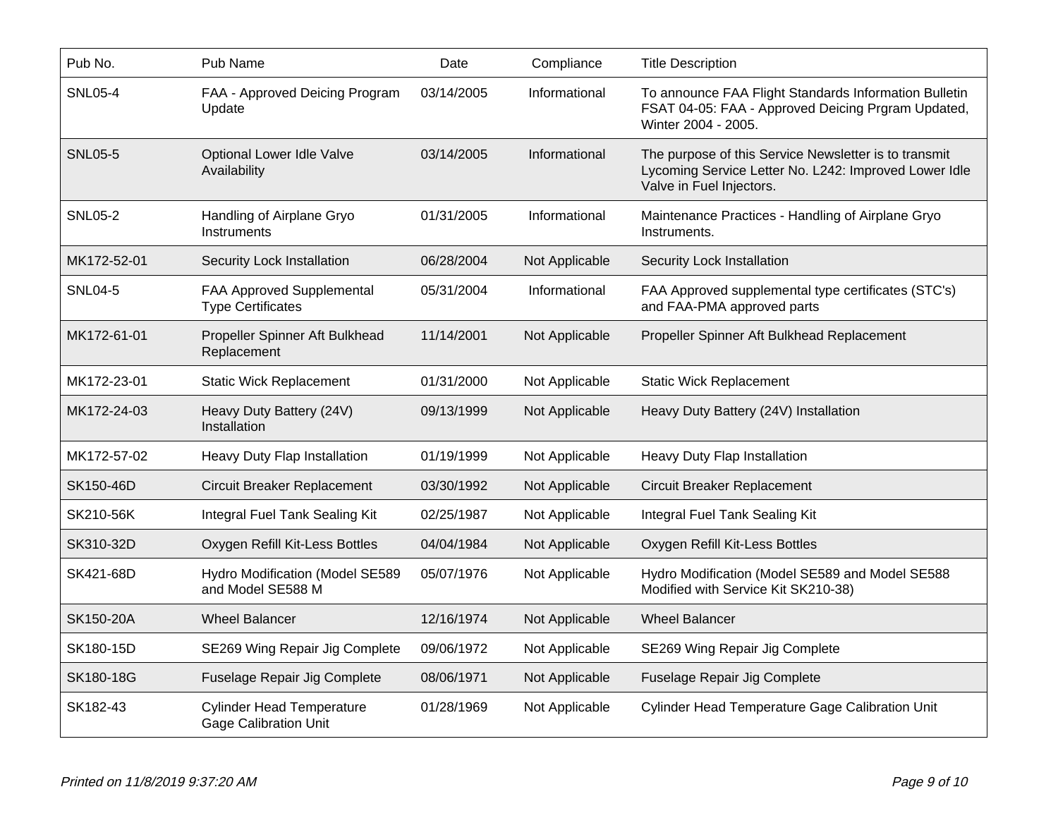| Pub No. | Pub Name | Date | Compliance | Title Description |
|---|---|---|---|---|
| SNL05-4 | FAA - Approved Deicing Program Update | 03/14/2005 | Informational | To announce FAA Flight Standards Information Bulletin FSAT 04-05: FAA - Approved Deicing Prgram Updated, Winter 2004 - 2005. |
| SNL05-5 | Optional Lower Idle Valve Availability | 03/14/2005 | Informational | The purpose of this Service Newsletter is to transmit Lycoming Service Letter No. L242: Improved Lower Idle Valve in Fuel Injectors. |
| SNL05-2 | Handling of Airplane Gryo Instruments | 01/31/2005 | Informational | Maintenance Practices - Handling of Airplane Gryo Instruments. |
| MK172-52-01 | Security Lock Installation | 06/28/2004 | Not Applicable | Security Lock Installation |
| SNL04-5 | FAA Approved Supplemental Type Certificates | 05/31/2004 | Informational | FAA Approved supplemental type certificates (STC's) and FAA-PMA approved parts |
| MK172-61-01 | Propeller Spinner Aft Bulkhead Replacement | 11/14/2001 | Not Applicable | Propeller Spinner Aft Bulkhead Replacement |
| MK172-23-01 | Static Wick Replacement | 01/31/2000 | Not Applicable | Static Wick Replacement |
| MK172-24-03 | Heavy Duty Battery (24V) Installation | 09/13/1999 | Not Applicable | Heavy Duty Battery (24V) Installation |
| MK172-57-02 | Heavy Duty Flap Installation | 01/19/1999 | Not Applicable | Heavy Duty Flap Installation |
| SK150-46D | Circuit Breaker Replacement | 03/30/1992 | Not Applicable | Circuit Breaker Replacement |
| SK210-56K | Integral Fuel Tank Sealing Kit | 02/25/1987 | Not Applicable | Integral Fuel Tank Sealing Kit |
| SK310-32D | Oxygen Refill Kit-Less Bottles | 04/04/1984 | Not Applicable | Oxygen Refill Kit-Less Bottles |
| SK421-68D | Hydro Modification (Model SE589 and Model SE588 M | 05/07/1976 | Not Applicable | Hydro Modification (Model SE589 and Model SE588 Modified with Service Kit SK210-38) |
| SK150-20A | Wheel Balancer | 12/16/1974 | Not Applicable | Wheel Balancer |
| SK180-15D | SE269 Wing Repair Jig Complete | 09/06/1972 | Not Applicable | SE269 Wing Repair Jig Complete |
| SK180-18G | Fuselage Repair Jig Complete | 08/06/1971 | Not Applicable | Fuselage Repair Jig Complete |
| SK182-43 | Cylinder Head Temperature Gage Calibration Unit | 01/28/1969 | Not Applicable | Cylinder Head Temperature Gage Calibration Unit |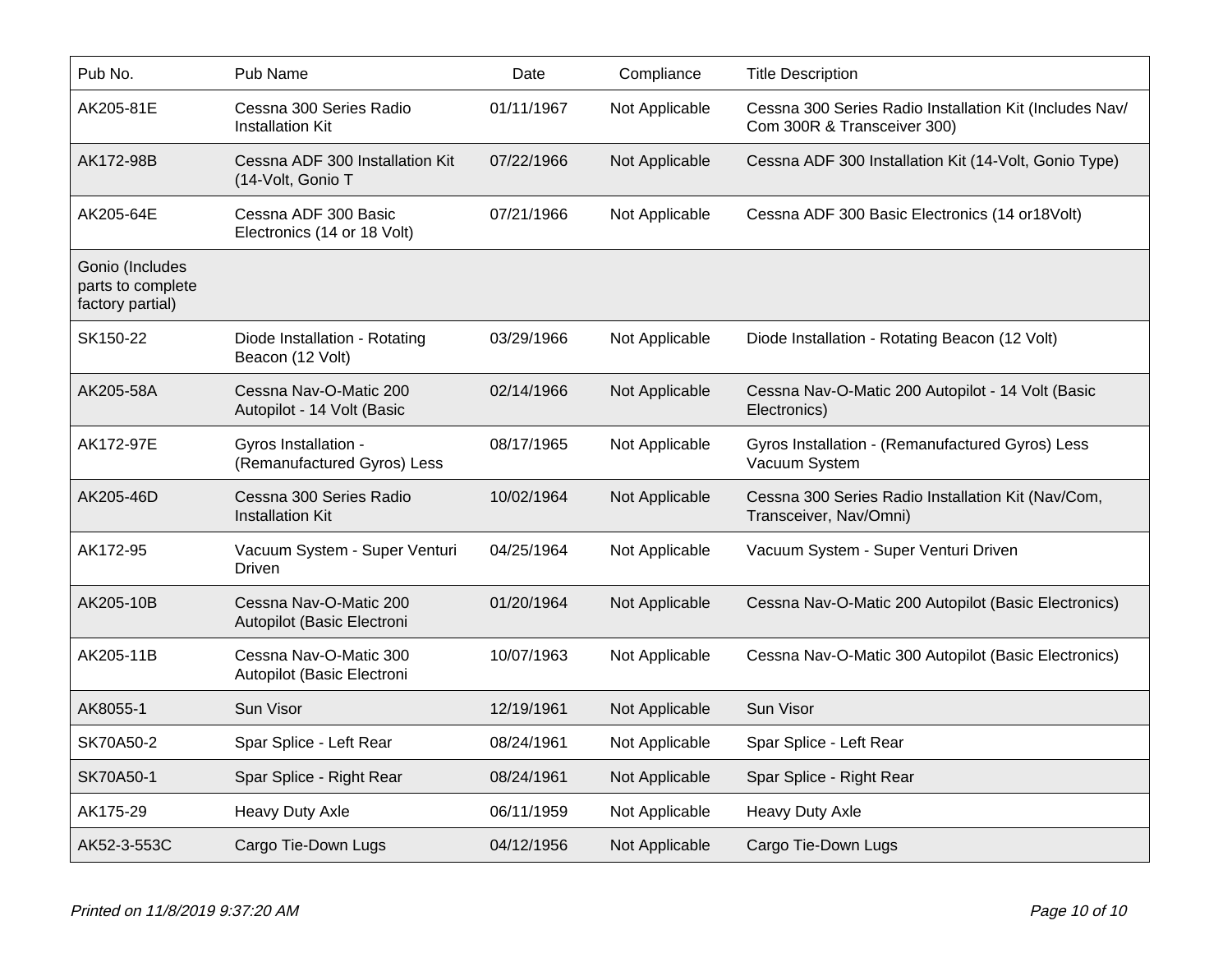| Pub No. | Pub Name | Date | Compliance | Title Description |
| --- | --- | --- | --- | --- |
| AK205-81E | Cessna 300 Series Radio Installation Kit | 01/11/1967 | Not Applicable | Cessna 300 Series Radio Installation Kit (Includes Nav/ Com 300R & Transceiver 300) |
| AK172-98B | Cessna ADF 300 Installation Kit (14-Volt, Gonio T | 07/22/1966 | Not Applicable | Cessna ADF 300 Installation Kit (14-Volt, Gonio Type) |
| AK205-64E | Cessna ADF 300 Basic Electronics (14 or 18 Volt) | 07/21/1966 | Not Applicable | Cessna ADF 300 Basic Electronics (14 or18Volt) |
| Gonio (Includes parts to complete factory partial) | | | | |
| SK150-22 | Diode Installation - Rotating Beacon (12 Volt) | 03/29/1966 | Not Applicable | Diode Installation - Rotating Beacon (12 Volt) |
| AK205-58A | Cessna Nav-O-Matic 200 Autopilot - 14 Volt (Basic | 02/14/1966 | Not Applicable | Cessna Nav-O-Matic 200 Autopilot - 14 Volt (Basic Electronics) |
| AK172-97E | Gyros Installation - (Remanufactured Gyros) Less | 08/17/1965 | Not Applicable | Gyros Installation - (Remanufactured Gyros) Less Vacuum System |
| AK205-46D | Cessna 300 Series Radio Installation Kit | 10/02/1964 | Not Applicable | Cessna 300 Series Radio Installation Kit (Nav/Com, Transceiver, Nav/Omni) |
| AK172-95 | Vacuum System - Super Venturi Driven | 04/25/1964 | Not Applicable | Vacuum System - Super Venturi Driven |
| AK205-10B | Cessna Nav-O-Matic 200 Autopilot (Basic Electroni | 01/20/1964 | Not Applicable | Cessna Nav-O-Matic 200 Autopilot (Basic Electronics) |
| AK205-11B | Cessna Nav-O-Matic 300 Autopilot (Basic Electroni | 10/07/1963 | Not Applicable | Cessna Nav-O-Matic 300 Autopilot (Basic Electronics) |
| AK8055-1 | Sun Visor | 12/19/1961 | Not Applicable | Sun Visor |
| SK70A50-2 | Spar Splice - Left Rear | 08/24/1961 | Not Applicable | Spar Splice - Left Rear |
| SK70A50-1 | Spar Splice - Right Rear | 08/24/1961 | Not Applicable | Spar Splice - Right Rear |
| AK175-29 | Heavy Duty Axle | 06/11/1959 | Not Applicable | Heavy Duty Axle |
| AK52-3-553C | Cargo Tie-Down Lugs | 04/12/1956 | Not Applicable | Cargo Tie-Down Lugs |

*Printed on 11/8/2019 9:37:20 AM*